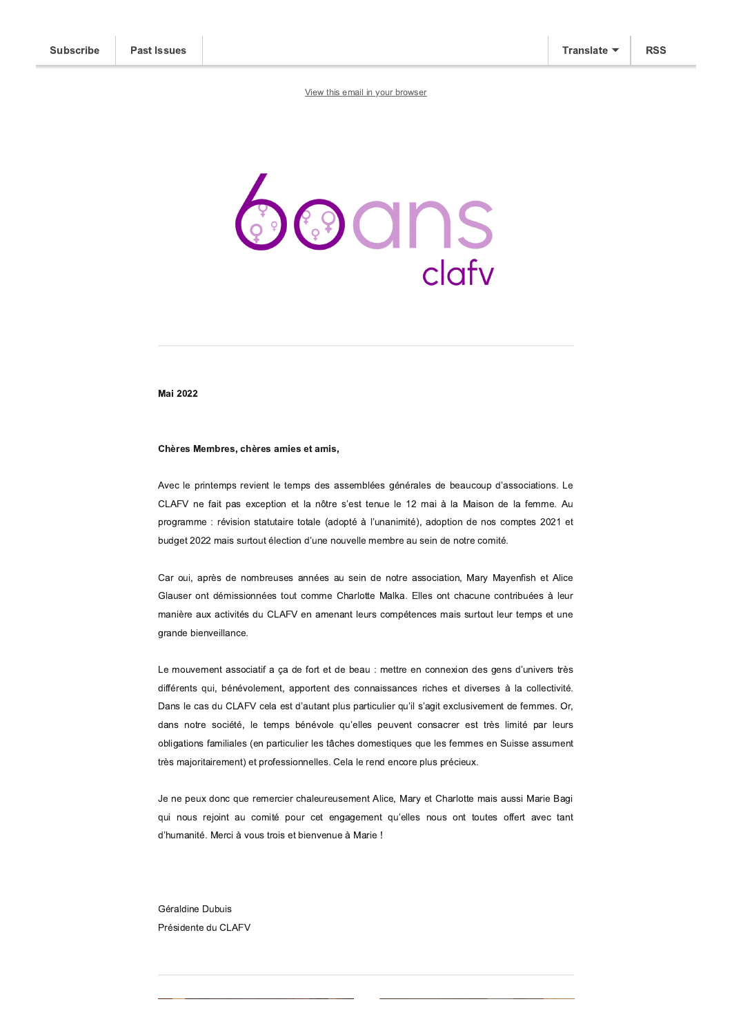Subscribe | Past Issues | Translate | RSS

View this email in your browser

60ans clafv

**Mai 2022**

**Chères Membres, chères amies et amis,**

Avec le printemps revient le temps des assemblées générales de beaucoup d'associations. Le CLAFV ne fait pas exception et la nôtre s'est tenue le 12 mai à la Maison de la femme. Au programme : révision statutaire totale (adopté à l'unanimité), adoption de nos comptes 2021 et budget 2022 mais surtout élection d'une nouvelle membre au sein de notre comité.

Car oui, après de nombreuses années au sein de notre association, Mary Mayenfish et Alice Glauser ont démissionnées tout comme Charlotte Malka. Elles ont chacune contribuées à leur manière aux activités du CLAFV en amenant leurs compétences mais surtout leur temps et une grande bienveillance.

Le mouvement associatif a ça de fort et de beau : mettre en connexion des gens d'univers très différents qui, bénévolement, apportent des connaissances riches et diverses à la collectivité. Dans le cas du CLAFV cela est d'autant plus particulier qu'il s'agit exclusivement de femmes. Or, dans notre société, le temps bénévole qu'elles peuvent consacrer est très limité par leurs obligations familiales (en particulier les tâches domestiques que les femmes en Suisse assument très majoritairement) et professionnelles. Cela le rend encore plus précieux.

Je ne peux donc que remercier chaleureusement Alice, Mary et Charlotte mais aussi Marie Bagi qui nous rejoint au comité pour cet engagement qu'elles nous ont toutes offert avec tant d'humanité. Merci à vous trois et bienvenue à Marie !

Géraldine Dubuis
Présidente du CLAFV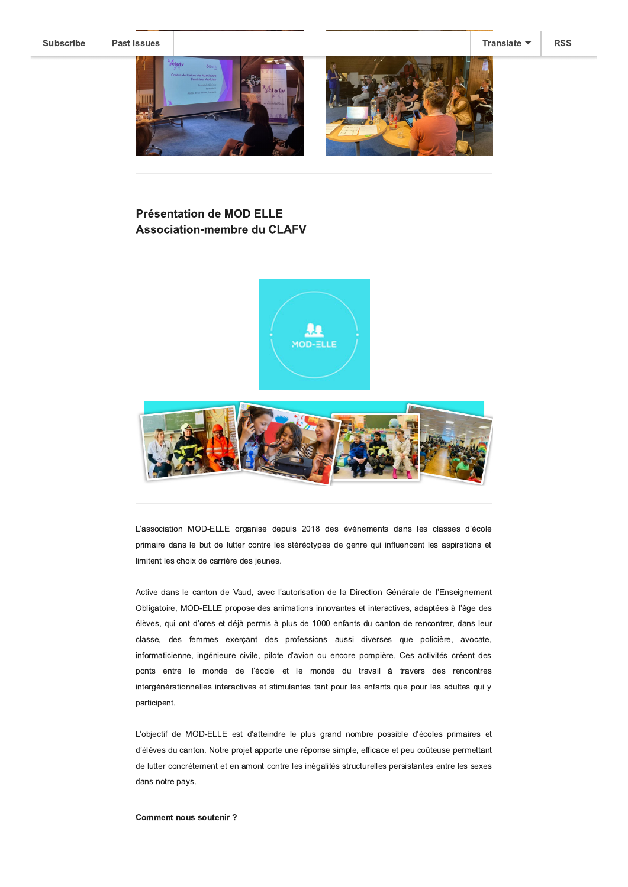## Présentation de MOD ELLE
## Association-membre du CLAFV

L'association MOD-ELLE organise depuis 2018 des événements dans les classes d'école primaire dans le but de lutter contre les stéréotypes de genre qui influencent les aspirations et limitent les choix de carrière des jeunes.

Active dans le canton de Vaud, avec l'autorisation de la Direction Générale de l'Enseignement Obligatoire, MOD-ELLE propose des animations innovantes et interactives, adaptées à l'âge des élèves, qui ont d'ores et déjà permis à plus de 1000 enfants du canton de rencontrer, dans leur classe, des femmes exerçant des professions aussi diverses que policière, avocate, informaticienne, ingénieure civile, pilote d'avion ou encore pompière. Ces activités créent des ponts entre le monde de l'école et le monde du travail à travers des rencontres intergénérationnelles interactives et stimulantes tant pour les enfants que pour les adultes qui y participent.

L'objectif de MOD-ELLE est d'atteindre le plus grand nombre possible d'écoles primaires et d'élèves du canton. Notre projet apporte une réponse simple, efficace et peu coûteuse permettant de lutter concrètement et en amont contre les inégalités structurelles persistantes entre les sexes dans notre pays.

**Comment nous soutenir ?**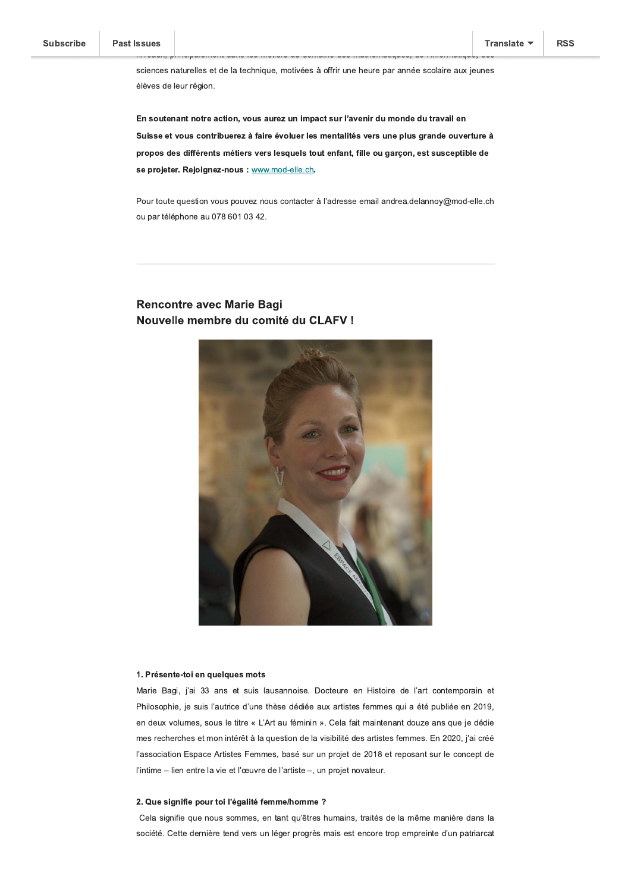sciences naturelles et de la technique, motivées à offrir une heure par année scolaire aux jeunes élèves de leur région.

**En soutenant notre action, vous aurez un impact sur l'avenir du monde du travail en Suisse et vous contribuerez à faire évoluer les mentalités vers une plus grande ouverture à propos des différents métiers vers lesquels tout enfant, fille ou garçon, est susceptible de se projeter. Rejoignez-nous :** www.mod-elle.ch.

Pour toute question vous pouvez nous contacter à l'adresse email andrea.delannoy@mod-elle.ch ou par téléphone au 078 601 03 42.

---

## Rencontre avec Marie Bagi
## Nouvelle membre du comité du CLAFV !

**1. Présente-toi en quelques mots**

Marie Bagi, j'ai 33 ans et suis lausannoise. Docteure en Histoire de l'art contemporain et Philosophie, je suis l'autrice d'une thèse dédiée aux artistes femmes qui a été publiée en 2019, en deux volumes, sous le titre « L'Art au féminin ». Cela fait maintenant douze ans que je dédie mes recherches et mon intérêt à la question de la visibilité des artistes femmes. En 2020, j'ai créé l'association Espace Artistes Femmes, basé sur un projet de 2018 et reposant sur le concept de l'intime – lien entre la vie et l'œuvre de l'artiste –, un projet novateur.

**2. Que signifie pour toi l'égalité femme/homme ?**

Cela signifie que nous sommes, en tant qu'êtres humains, traités de la même manière dans la société. Cette dernière tend vers un léger progrès mais est encore trop empreinte d'un patriarcat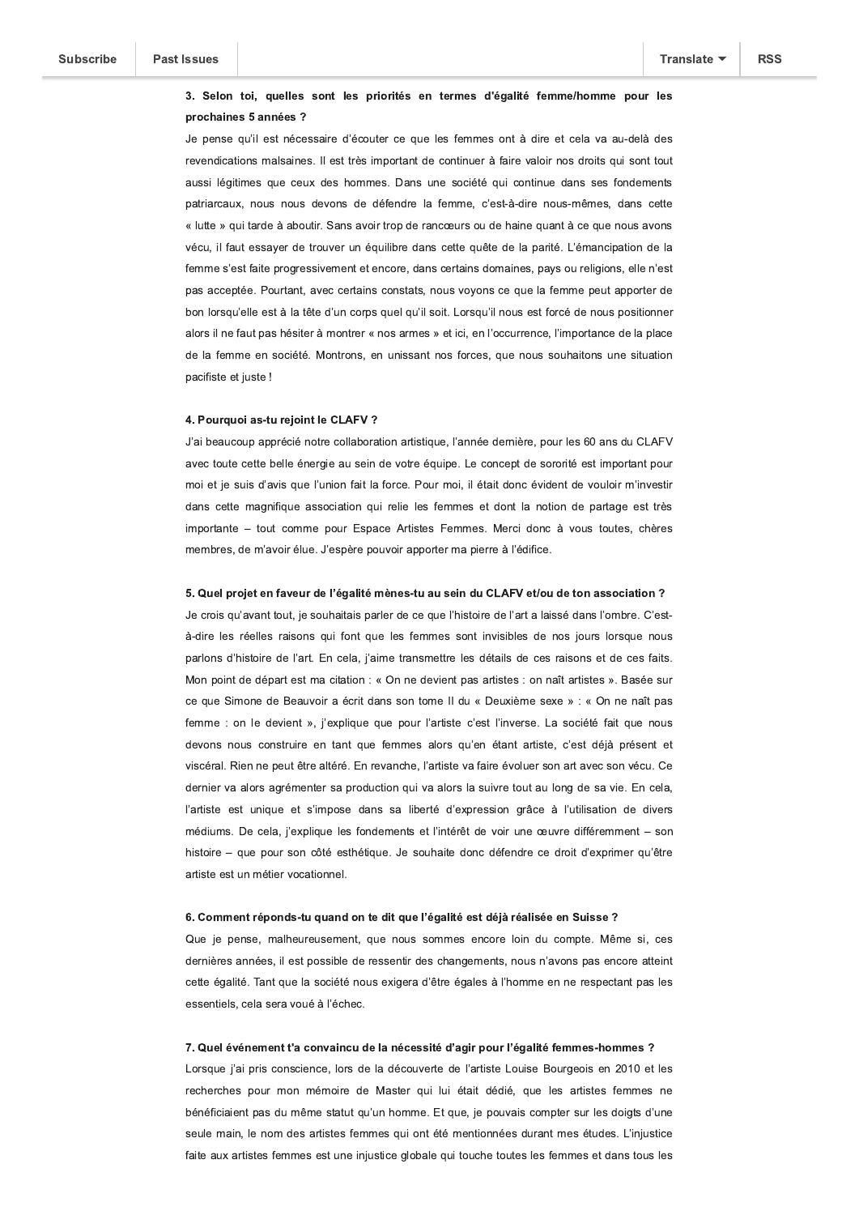**3. Selon toi, quelles sont les priorités en termes d'égalité femme/homme pour les prochaines 5 années ?**

Je pense qu'il est nécessaire d'écouter ce que les femmes ont à dire et cela va au-delà des revendications malsaines. Il est très important de continuer à faire valoir nos droits qui sont tout aussi légitimes que ceux des hommes. Dans une société qui continue dans ses fondements patriarcaux, nous nous devons de défendre la femme, c'est-à-dire nous-mêmes, dans cette « lutte » qui tarde à aboutir. Sans avoir trop de rancœurs ou de haine quant à ce que nous avons vécu, il faut essayer de trouver un équilibre dans cette quête de la parité. L'émancipation de la femme s'est faite progressivement et encore, dans certains domaines, pays ou religions, elle n'est pas acceptée. Pourtant, avec certains constats, nous voyons ce que la femme peut apporter de bon lorsqu'elle est à la tête d'un corps quel qu'il soit. Lorsqu'il nous est forcé de nous positionner alors il ne faut pas hésiter à montrer « nos armes » et ici, en l'occurrence, l'importance de la place de la femme en société. Montrons, en unissant nos forces, que nous souhaitons une situation pacifiste et juste !

**4. Pourquoi as-tu rejoint le CLAFV ?**

J'ai beaucoup apprécié notre collaboration artistique, l'année dernière, pour les 60 ans du CLAFV avec toute cette belle énergie au sein de votre équipe. Le concept de sororité est important pour moi et je suis d'avis que l'union fait la force. Pour moi, il était donc évident de vouloir m'investir dans cette magnifique association qui relie les femmes et dont la notion de partage est très importante – tout comme pour Espace Artistes Femmes. Merci donc à vous toutes, chères membres, de m'avoir élue. J'espère pouvoir apporter ma pierre à l'édifice.

**5. Quel projet en faveur de l'égalité mènes-tu au sein du CLAFV et/ou de ton association ?**

Je crois qu'avant tout, je souhaitais parler de ce que l'histoire de l'art a laissé dans l'ombre. C'est-à-dire les réelles raisons qui font que les femmes sont invisibles de nos jours lorsque nous parlons d'histoire de l'art. En cela, j'aime transmettre les détails de ces raisons et de ces faits. Mon point de départ est ma citation : « On ne devient pas artistes : on naît artistes ». Basée sur ce que Simone de Beauvoir a écrit dans son tome II du « Deuxième sexe » : « On ne naît pas femme : on le devient », j'explique que pour l'artiste c'est l'inverse. La société fait que nous devons nous construire en tant que femmes alors qu'en étant artiste, c'est déjà présent et viscéral. Rien ne peut être altéré. En revanche, l'artiste va faire évoluer son art avec son vécu. Ce dernier va alors agrémenter sa production qui va alors la suivre tout au long de sa vie. En cela, l'artiste est unique et s'impose dans sa liberté d'expression grâce à l'utilisation de divers médiums. De cela, j'explique les fondements et l'intérêt de voir une œuvre différemment – son histoire – que pour son côté esthétique. Je souhaite donc défendre ce droit d'exprimer qu'être artiste est un métier vocationnel.

**6. Comment réponds-tu quand on te dit que l'égalité est déjà réalisée en Suisse ?**

Que je pense, malheureusement, que nous sommes encore loin du compte. Même si, ces dernières années, il est possible de ressentir des changements, nous n'avons pas encore atteint cette égalité. Tant que la société nous exigera d'être égales à l'homme en ne respectant pas les essentiels, cela sera voué à l'échec.

**7. Quel événement t'a convaincu de la nécessité d'agir pour l'égalité femmes-hommes ?**

Lorsque j'ai pris conscience, lors de la découverte de l'artiste Louise Bourgeois en 2010 et les recherches pour mon mémoire de Master qui lui était dédié, que les artistes femmes ne bénéficiaient pas du même statut qu'un homme. Et que, je pouvais compter sur les doigts d'une seule main, le nom des artistes femmes qui ont été mentionnées durant mes études. L'injustice faite aux artistes femmes est une injustice globale qui touche toutes les femmes et dans tous les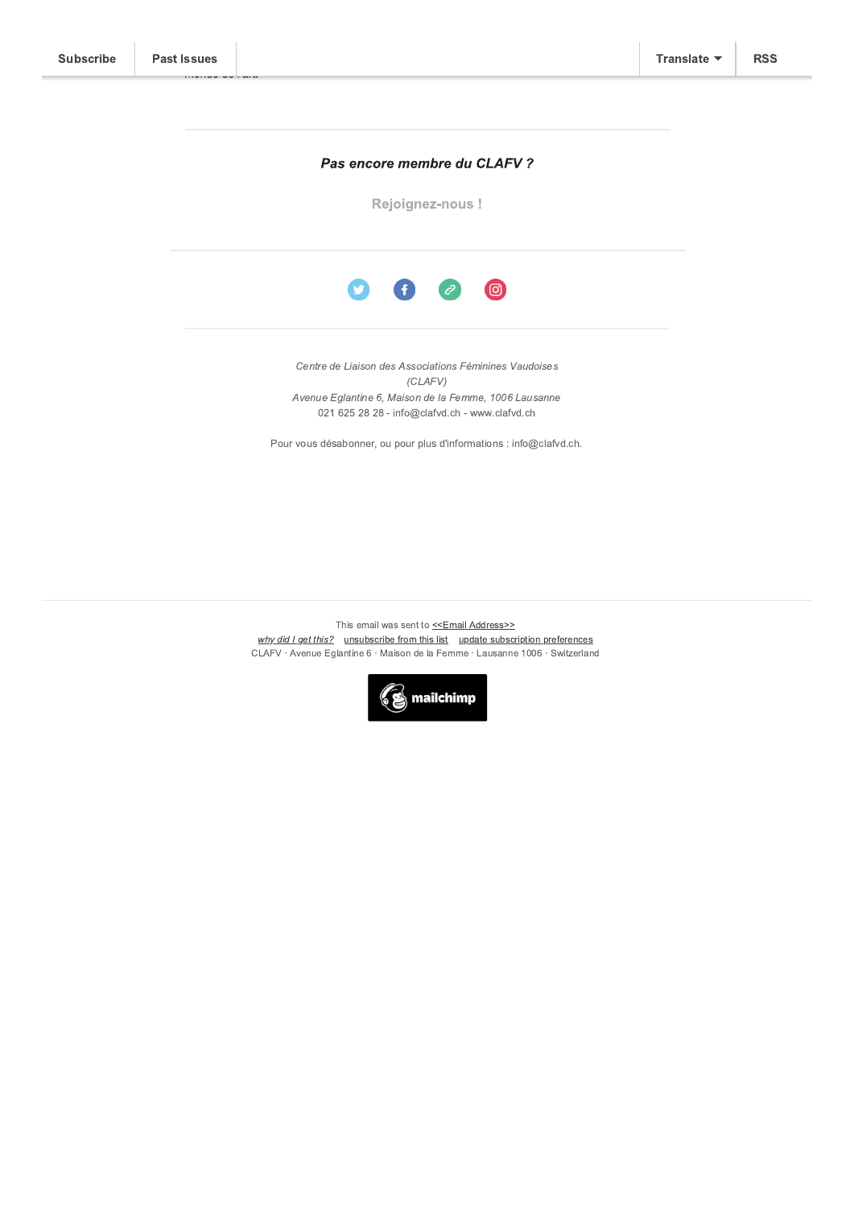Subscribe | Past Issues | Translate | RS

---

***Pas encore membre du CLAFV ?***

**Rejoignez-nous !**

---

*Centre de Liaison des Associations Féminines Vaudoises (CLAFV)*
*Avenue Eglantine 6, Maison de la Femme, 1006 Lausanne*
021 625 28 28 - info@clafvd.ch - www.clafvd.ch

Pour vous désabonner, ou pour plus d'informations : info@clafvd.ch.

---

This email was sent to <<Email Address>>
*why did I get this?* unsubscribe from this list update subscription preferences
CLAFV · Avenue Eglantine 6 · Maison de la Femme · Lausanne 1006 · Switzerland

mailchimp